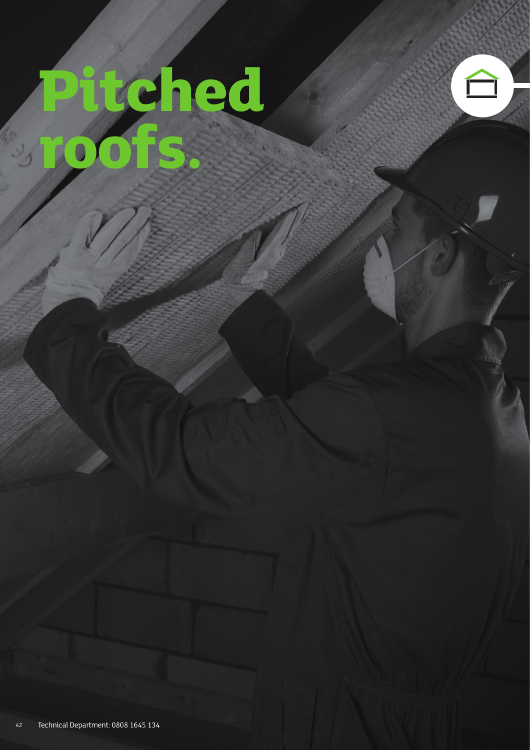# Pitched roofs.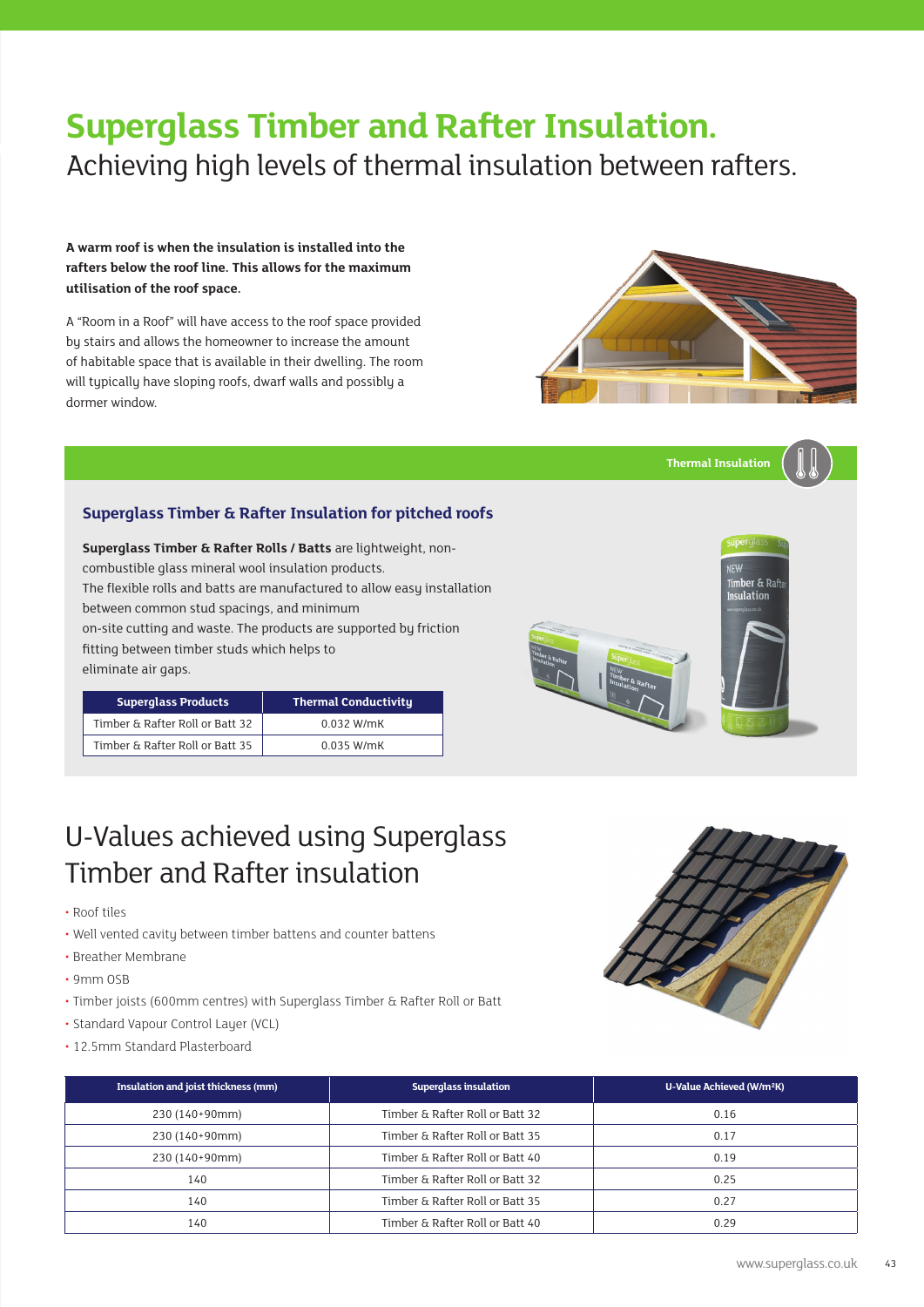# Superglass Timber and Rafter Insulation.

Achieving high levels of thermal insulation between rafters.

**A warm roof is when the insulation is installed into the rafters below the roof line. This allows for the maximum utilisation of the roof space.**

A "Room in a Roof" will have access to the roof space provided by stairs and allows the homeowner to increase the amount of habitable space that is available in their dwelling. The room will typically have sloping roofs, dwarf walls and possibly a dormer window.

Thermal Insulation

## Superglass Timber & Rafter Insulation for pitched roofs

**Superglass Timber & Rafter Rolls / Batts** are lightweight, non-combustible glass mineral wool insulation products.
The flexible rolls and batts are manufactured to allow easy installation between common stud spacings, and minimum on-site cutting and waste. The products are supported by friction fitting between timber studs which helps to eliminate air gaps.

| Superglass Products | Thermal Conductivity |
|---|---|
| Timber & Rafter Roll or Batt 32 | 0.032 W/mK |
| Timber & Rafter Roll or Batt 35 | 0.035 W/mK |

## U-Values achieved using Superglass Timber and Rafter insulation

- Roof tiles
- Well vented cavity between timber battens and counter battens
- Breather Membrane
- 9mm OSB
- Timber joists (600mm centres) with Superglass Timber & Rafter Roll or Batt
- Standard Vapour Control Layer (VCL)
- 12.5mm Standard Plasterboard

| Insulation and joist thickness (mm) | Superglass insulation | U-Value Achieved (W/m²K) |
|---|---|---|
| 230 (140+90mm) | Timber & Rafter Roll or Batt 32 | 0.16 |
| 230 (140+90mm) | Timber & Rafter Roll or Batt 35 | 0.17 |
| 230 (140+90mm) | Timber & Rafter Roll or Batt 40 | 0.19 |
| 140 | Timber & Rafter Roll or Batt 32 | 0.25 |
| 140 | Timber & Rafter Roll or Batt 35 | 0.27 |
| 140 | Timber & Rafter Roll or Batt 40 | 0.29 |

www.superglass.co.uk